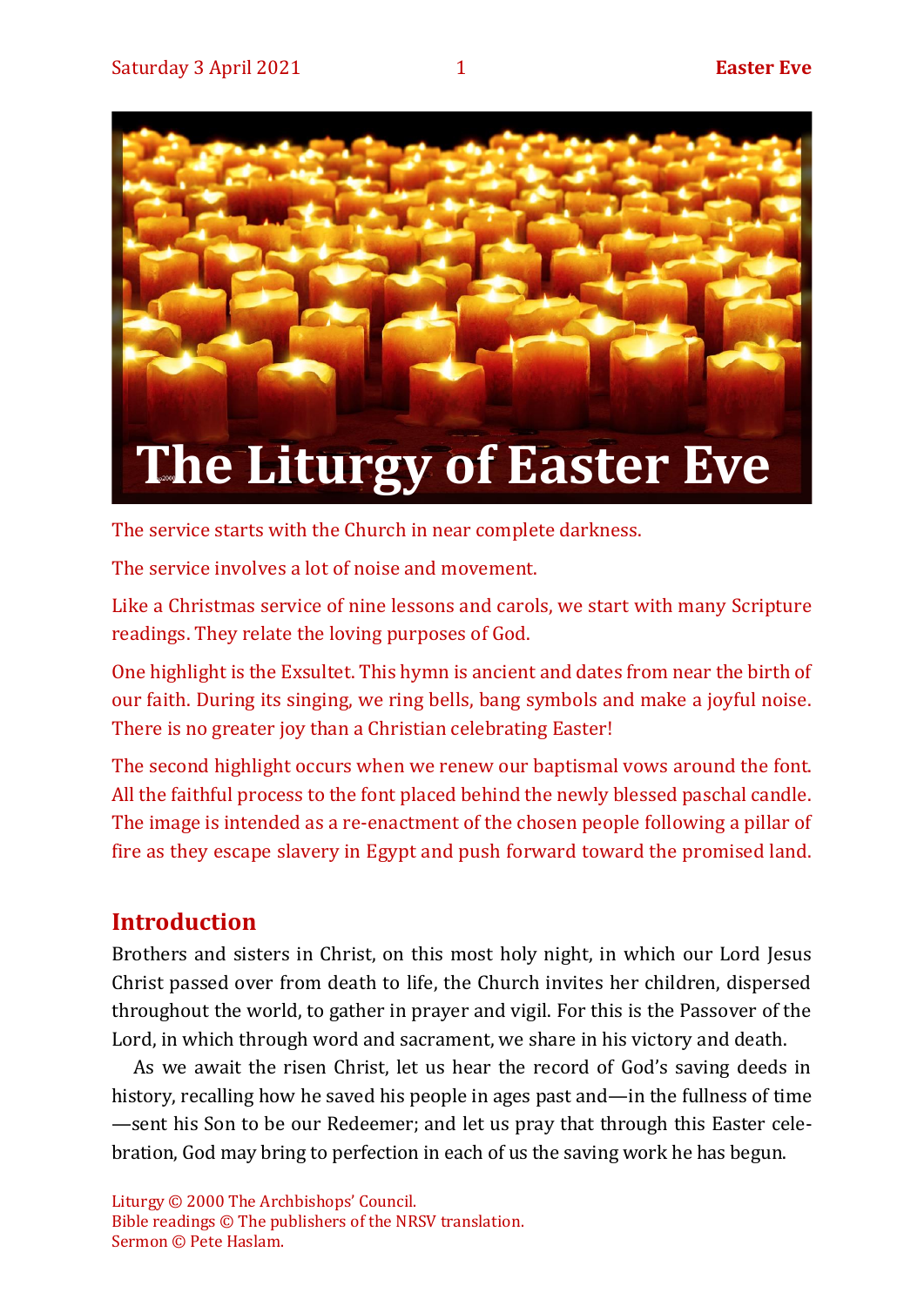# The Liturgy of Easter Eve

The service starts with the Church in near complete darkness.

The service involves a lot of noise and movement.

Like a Christmas service of nine lessons and carols, we start with many Scripture readings. They relate the loving purposes of God.

One highlight is the Exsultet. This hymn is ancient and dates from near the birth of our faith. During its singing, we ring bells, bang symbols and make a joyful noise. There is no greater joy than a Christian celebrating Easter!

The second highlight occurs when we renew our baptismal vows around the font. All the faithful process to the font placed behind the newly blessed paschal candle. The image is intended as a re-enactment of the chosen people following a pillar of fire as they escape slavery in Egypt and push forward toward the promised land.

## Introduction

Brothers and sisters in Christ, on this most holy night, in which our Lord Jesus Christ passed over from death to life, the Church invites her children, dispersed throughout the world, to gather in prayer and vigil. For this is the Passover of the Lord, in which through word and sacrament, we share in his victory and death.

As we await the risen Christ, let us hear the record of God's saving deeds in history, recalling how he saved his people in ages past and—in the fullness of time—sent his Son to be our Redeemer; and let us pray that through this Easter celebration, God may bring to perfection in each of us the saving work he has begun.

Liturgy © 2000 The Archbishops' Council.
Bible readings © The publishers of the NRSV translation.
Sermon © Pete Haslam.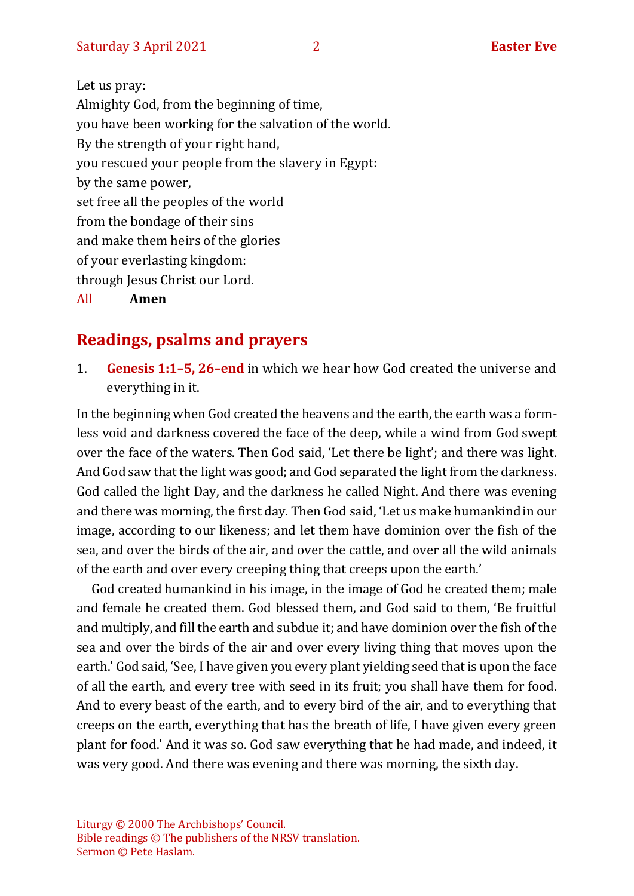Let us pray:
Almighty God, from the beginning of time,
you have been working for the salvation of the world.
By the strength of your right hand,
you rescued your people from the slavery in Egypt:
by the same power,
set free all the peoples of the world
from the bondage of their sins
and make them heirs of the glories
of your everlasting kingdom:
through Jesus Christ our Lord.

All **Amen**

## Readings, psalms and prayers

1. **Genesis 1:1–5, 26–end** in which we hear how God created the universe and everything in it.

In the beginning when God created the heavens and the earth, the earth was a formless void and darkness covered the face of the deep, while a wind from God swept over the face of the waters. Then God said, 'Let there be light'; and there was light. And God saw that the light was good; and God separated the light from the darkness. God called the light Day, and the darkness he called Night. And there was evening and there was morning, the first day. Then God said, 'Let us make humankind in our image, according to our likeness; and let them have dominion over the fish of the sea, and over the birds of the air, and over the cattle, and over all the wild animals of the earth and over every creeping thing that creeps upon the earth.'

God created humankind in his image, in the image of God he created them; male and female he created them. God blessed them, and God said to them, 'Be fruitful and multiply, and fill the earth and subdue it; and have dominion over the fish of the sea and over the birds of the air and over every living thing that moves upon the earth.' God said, 'See, I have given you every plant yielding seed that is upon the face of all the earth, and every tree with seed in its fruit; you shall have them for food. And to every beast of the earth, and to every bird of the air, and to everything that creeps on the earth, everything that has the breath of life, I have given every green plant for food.' And it was so. God saw everything that he had made, and indeed, it was very good. And there was evening and there was morning, the sixth day.

Liturgy © 2000 The Archbishops' Council.
Bible readings © The publishers of the NRSV translation.
Sermon © Pete Haslam.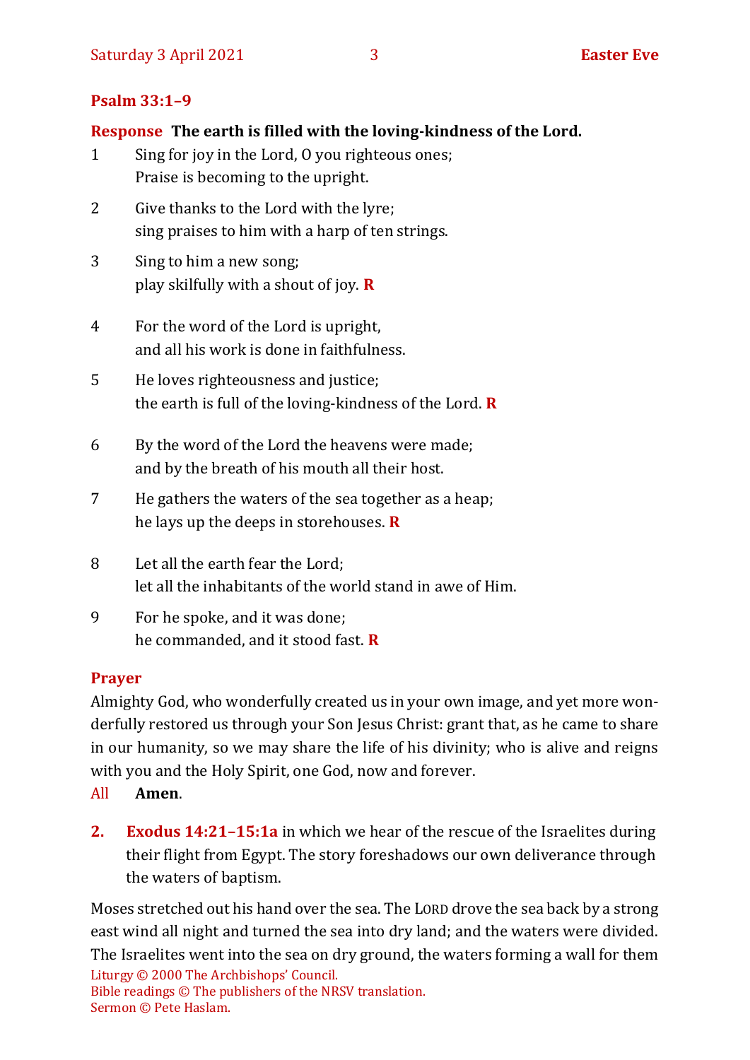## Psalm 33:1–9

**Response** **The earth is filled with the loving-kindness of the Lord.**

1 Sing for joy in the Lord, O you righteous ones;
Praise is becoming to the upright.

2 Give thanks to the Lord with the lyre;
sing praises to him with a harp of ten strings.

3 Sing to him a new song;
play skilfully with a shout of joy. **R**

4 For the word of the Lord is upright,
and all his work is done in faithfulness.

5 He loves righteousness and justice;
the earth is full of the loving-kindness of the Lord. **R**

6 By the word of the Lord the heavens were made;
and by the breath of his mouth all their host.

7 He gathers the waters of the sea together as a heap;
he lays up the deeps in storehouses. **R**

8 Let all the earth fear the Lord;
let all the inhabitants of the world stand in awe of Him.

9 For he spoke, and it was done;
he commanded, and it stood fast. **R**

## Prayer

Almighty God, who wonderfully created us in your own image, and yet more wonderfully restored us through your Son Jesus Christ: grant that, as he came to share in our humanity, so we may share the life of his divinity; who is alive and reigns with you and the Holy Spirit, one God, now and forever.

All **Amen**.

**2.** **Exodus 14:21–15:1a** in which we hear of the rescue of the Israelites during their flight from Egypt. The story foreshadows our own deliverance through the waters of baptism.

Moses stretched out his hand over the sea. The LORD drove the sea back by a strong east wind all night and turned the sea into dry land; and the waters were divided. The Israelites went into the sea on dry ground, the waters forming a wall for them

Liturgy © 2000 The Archbishops' Council.
Bible readings © The publishers of the NRSV translation.
Sermon © Pete Haslam.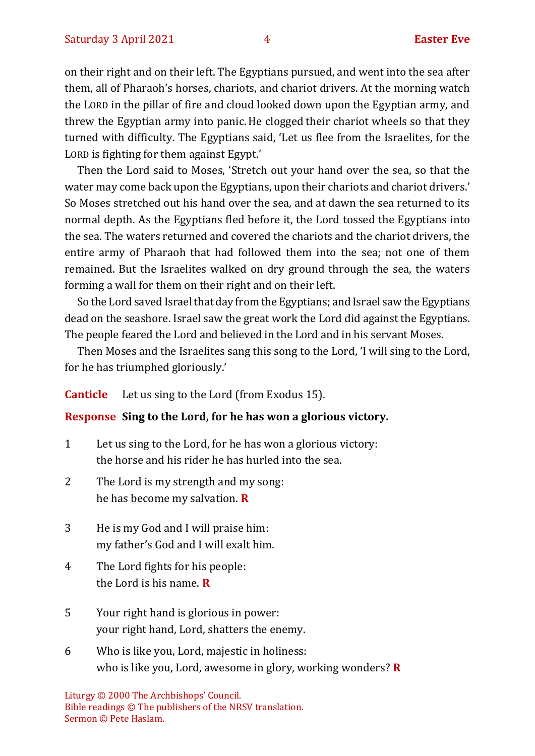on their right and on their left. The Egyptians pursued, and went into the sea after them, all of Pharaoh's horses, chariots, and chariot drivers. At the morning watch the LORD in the pillar of fire and cloud looked down upon the Egyptian army, and threw the Egyptian army into panic. He clogged their chariot wheels so that they turned with difficulty. The Egyptians said, 'Let us flee from the Israelites, for the LORD is fighting for them against Egypt.'

Then the Lord said to Moses, 'Stretch out your hand over the sea, so that the water may come back upon the Egyptians, upon their chariots and chariot drivers.' So Moses stretched out his hand over the sea, and at dawn the sea returned to its normal depth. As the Egyptians fled before it, the Lord tossed the Egyptians into the sea. The waters returned and covered the chariots and the chariot drivers, the entire army of Pharaoh that had followed them into the sea; not one of them remained. But the Israelites walked on dry ground through the sea, the waters forming a wall for them on their right and on their left.

So the Lord saved Israel that day from the Egyptians; and Israel saw the Egyptians dead on the seashore. Israel saw the great work the Lord did against the Egyptians. The people feared the Lord and believed in the Lord and in his servant Moses.

Then Moses and the Israelites sang this song to the Lord, 'I will sing to the Lord, for he has triumphed gloriously.'

**Canticle** Let us sing to the Lord (from Exodus 15).

**Response** **Sing to the Lord, for he has won a glorious victory.**

1 Let us sing to the Lord, for he has won a glorious victory:
the horse and his rider he has hurled into the sea.

2 The Lord is my strength and my song:
he has become my salvation. **R**

3 He is my God and I will praise him:
my father's God and I will exalt him.

4 The Lord fights for his people:
the Lord is his name. **R**

5 Your right hand is glorious in power:
your right hand, Lord, shatters the enemy.

6 Who is like you, Lord, majestic in holiness:
who is like you, Lord, awesome in glory, working wonders? **R**

Liturgy © 2000 The Archbishops' Council.
Bible readings © The publishers of the NRSV translation.
Sermon © Pete Haslam.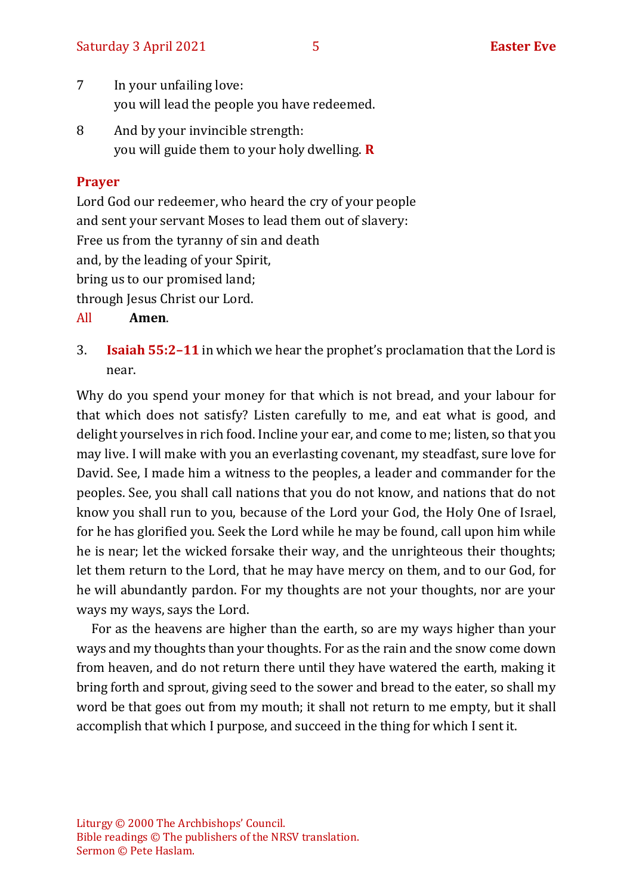7 In your unfailing love:
you will lead the people you have redeemed.

8 And by your invincible strength:
you will guide them to your holy dwelling. **R**

**Prayer**

Lord God our redeemer, who heard the cry of your people
and sent your servant Moses to lead them out of slavery:
Free us from the tyranny of sin and death
and, by the leading of your Spirit,
bring us to our promised land;
through Jesus Christ our Lord.

All **Amen**.

3. **Isaiah 55:2–11** in which we hear the prophet's proclamation that the Lord is near.

Why do you spend your money for that which is not bread, and your labour for that which does not satisfy? Listen carefully to me, and eat what is good, and delight yourselves in rich food. Incline your ear, and come to me; listen, so that you may live. I will make with you an everlasting covenant, my steadfast, sure love for David. See, I made him a witness to the peoples, a leader and commander for the peoples. See, you shall call nations that you do not know, and nations that do not know you shall run to you, because of the Lord your God, the Holy One of Israel, for he has glorified you. Seek the Lord while he may be found, call upon him while he is near; let the wicked forsake their way, and the unrighteous their thoughts; let them return to the Lord, that he may have mercy on them, and to our God, for he will abundantly pardon. For my thoughts are not your thoughts, nor are your ways my ways, says the Lord.

For as the heavens are higher than the earth, so are my ways higher than your ways and my thoughts than your thoughts. For as the rain and the snow come down from heaven, and do not return there until they have watered the earth, making it bring forth and sprout, giving seed to the sower and bread to the eater, so shall my word be that goes out from my mouth; it shall not return to me empty, but it shall accomplish that which I purpose, and succeed in the thing for which I sent it.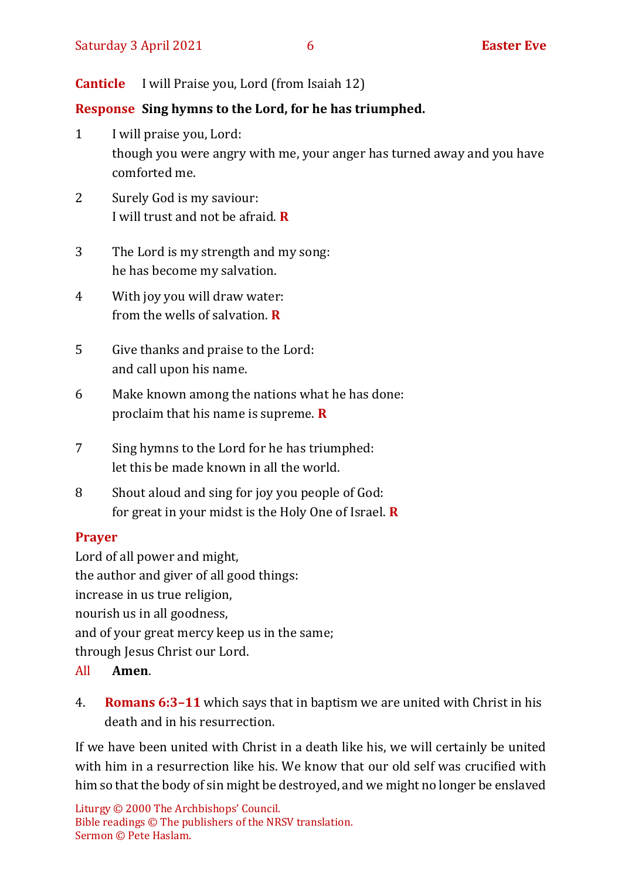**Canticle** I will Praise you, Lord (from Isaiah 12)

**Response** **Sing hymns to the Lord, for he has triumphed.**

1. I will praise you, Lord:
   though you were angry with me, your anger has turned away and you have comforted me.

2. Surely God is my saviour:
   I will trust and not be afraid. **R**

3. The Lord is my strength and my song:
   he has become my salvation.

4. With joy you will draw water:
   from the wells of salvation. **R**

5. Give thanks and praise to the Lord:
   and call upon his name.

6. Make known among the nations what he has done:
   proclaim that his name is supreme. **R**

7. Sing hymns to the Lord for he has triumphed:
   let this be made known in all the world.

8. Shout aloud and sing for joy you people of God:
   for great in your midst is the Holy One of Israel. **R**

**Prayer**

Lord of all power and might,
the author and giver of all good things:
increase in us true religion,
nourish us in all goodness,
and of your great mercy keep us in the same;
through Jesus Christ our Lord.

All **Amen**.

4. **Romans 6:3–11** which says that in baptism we are united with Christ in his death and in his resurrection.

If we have been united with Christ in a death like his, we will certainly be united with him in a resurrection like his. We know that our old self was crucified with him so that the body of sin might be destroyed, and we might no longer be enslaved

Liturgy © 2000 The Archbishops' Council.
Bible readings © The publishers of the NRSV translation.
Sermon © Pete Haslam.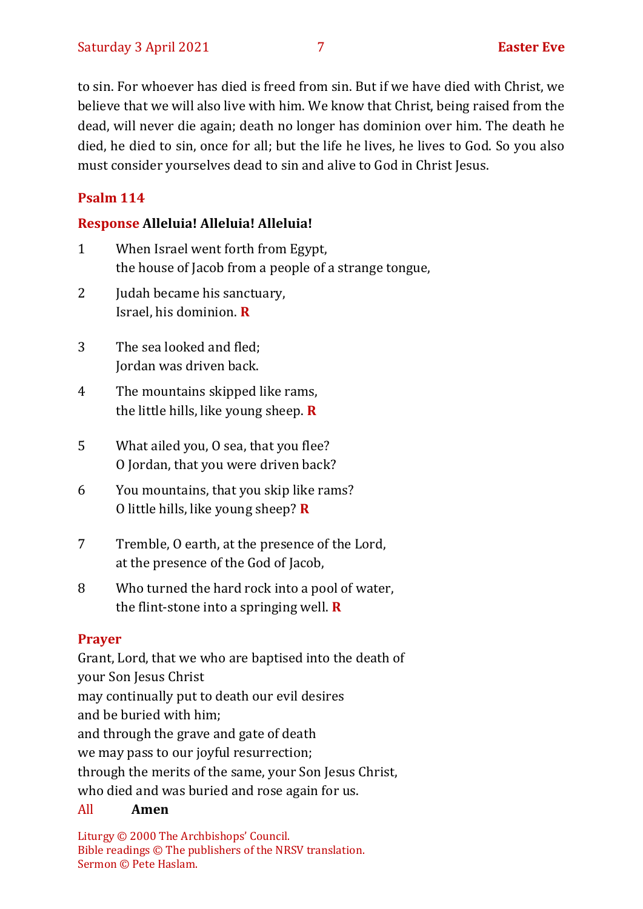to sin. For whoever has died is freed from sin. But if we have died with Christ, we believe that we will also live with him. We know that Christ, being raised from the dead, will never die again; death no longer has dominion over him. The death he died, he died to sin, once for all; but the life he lives, he lives to God. So you also must consider yourselves dead to sin and alive to God in Christ Jesus.

### Psalm 114

**Response Alleluia! Alleluia! Alleluia!**

1 When Israel went forth from Egypt,
the house of Jacob from a people of a strange tongue,

2 Judah became his sanctuary,
Israel, his dominion. **R**

3 The sea looked and fled;
Jordan was driven back.

4 The mountains skipped like rams,
the little hills, like young sheep. **R**

5 What ailed you, O sea, that you flee?
O Jordan, that you were driven back?

6 You mountains, that you skip like rams?
O little hills, like young sheep? **R**

7 Tremble, O earth, at the presence of the Lord,
at the presence of the God of Jacob,

8 Who turned the hard rock into a pool of water,
the flint-stone into a springing well. **R**

### Prayer

Grant, Lord, that we who are baptised into the death of
your Son Jesus Christ
may continually put to death our evil desires
and be buried with him;
and through the grave and gate of death
we may pass to our joyful resurrection;
through the merits of the same, your Son Jesus Christ,
who died and was buried and rose again for us.

All **Amen**

Liturgy © 2000 The Archbishops' Council.
Bible readings © The publishers of the NRSV translation.
Sermon © Pete Haslam.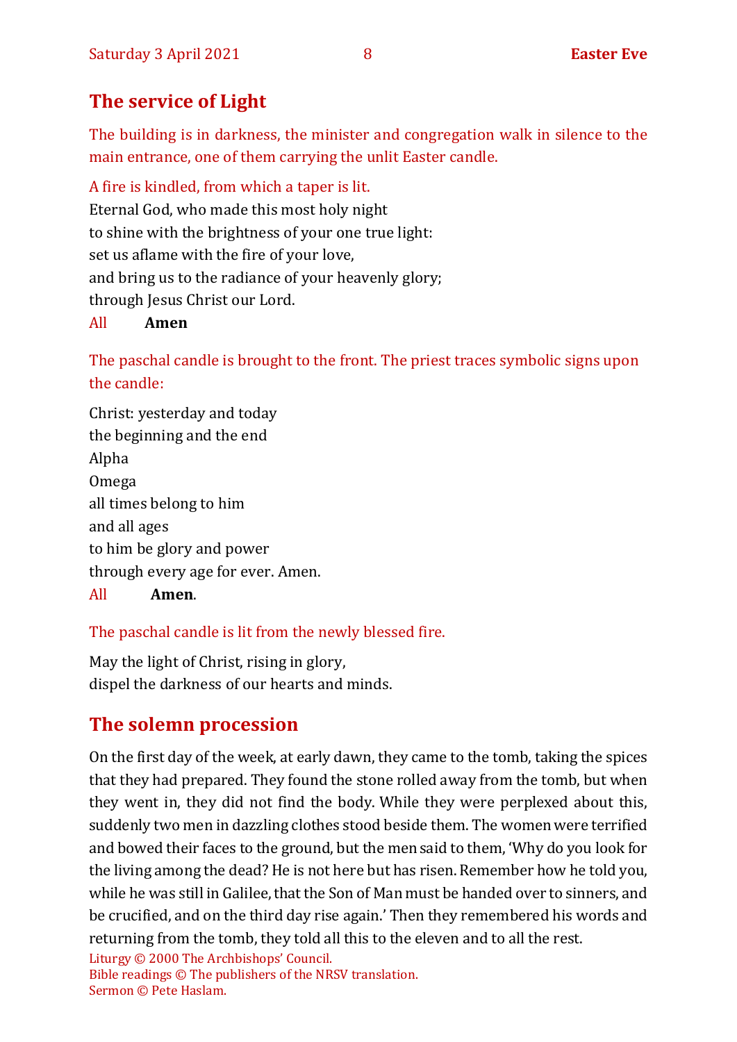## The service of Light

*The building is in darkness, the minister and congregation walk in silence to the main entrance, one of them carrying the unlit Easter candle.*

*A fire is kindled, from which a taper is lit.*

Eternal God, who made this most holy night
to shine with the brightness of your one true light:
set us aflame with the fire of your love,
and bring us to the radiance of your heavenly glory;
through Jesus Christ our Lord.

All **Amen**

*The paschal candle is brought to the front. The priest traces symbolic signs upon the candle:*

Christ: yesterday and today
the beginning and the end
Alpha
Omega
all times belong to him
and all ages
to him be glory and power
through every age for ever. Amen.

All **Amen**.

*The paschal candle is lit from the newly blessed fire.*

May the light of Christ, rising in glory,
dispel the darkness of our hearts and minds.

## The solemn procession

On the first day of the week, at early dawn, they came to the tomb, taking the spices that they had prepared. They found the stone rolled away from the tomb, but when they went in, they did not find the body. While they were perplexed about this, suddenly two men in dazzling clothes stood beside them. The women were terrified and bowed their faces to the ground, but the men said to them, 'Why do you look for the living among the dead? He is not here but has risen. Remember how he told you, while he was still in Galilee, that the Son of Man must be handed over to sinners, and be crucified, and on the third day rise again.' Then they remembered his words and returning from the tomb, they told all this to the eleven and to all the rest.

Liturgy © 2000 The Archbishops' Council.
Bible readings © The publishers of the NRSV translation.
Sermon © Pete Haslam.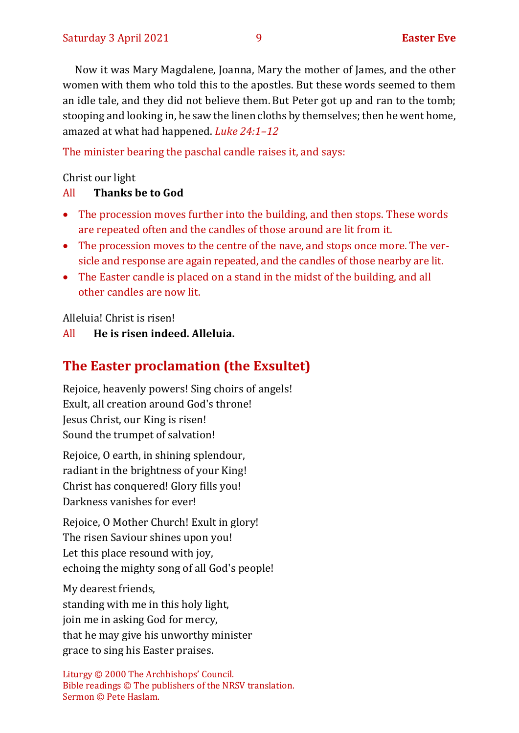Now it was Mary Magdalene, Joanna, Mary the mother of James, and the other women with them who told this to the apostles. But these words seemed to them an idle tale, and they did not believe them. But Peter got up and ran to the tomb; stooping and looking in, he saw the linen cloths by themselves; then he went home, amazed at what had happened. *Luke 24:1–12*

The minister bearing the paschal candle raises it, and says:

Christ our light
All **Thanks be to God**

- The procession moves further into the building, and then stops. These words are repeated often and the candles of those around are lit from it.
- The procession moves to the centre of the nave, and stops once more. The versicle and response are again repeated, and the candles of those nearby are lit.
- The Easter candle is placed on a stand in the midst of the building, and all other candles are now lit.

Alleluia! Christ is risen!
All **He is risen indeed. Alleluia.**

## The Easter proclamation (the Exsultet)

Rejoice, heavenly powers! Sing choirs of angels!
Exult, all creation around God's throne!
Jesus Christ, our King is risen!
Sound the trumpet of salvation!

Rejoice, O earth, in shining splendour,
radiant in the brightness of your King!
Christ has conquered! Glory fills you!
Darkness vanishes for ever!

Rejoice, O Mother Church! Exult in glory!
The risen Saviour shines upon you!
Let this place resound with joy,
echoing the mighty song of all God's people!

My dearest friends,
standing with me in this holy light,
join me in asking God for mercy,
that he may give his unworthy minister
grace to sing his Easter praises.

Liturgy © 2000 The Archbishops' Council.
Bible readings © The publishers of the NRSV translation.
Sermon © Pete Haslam.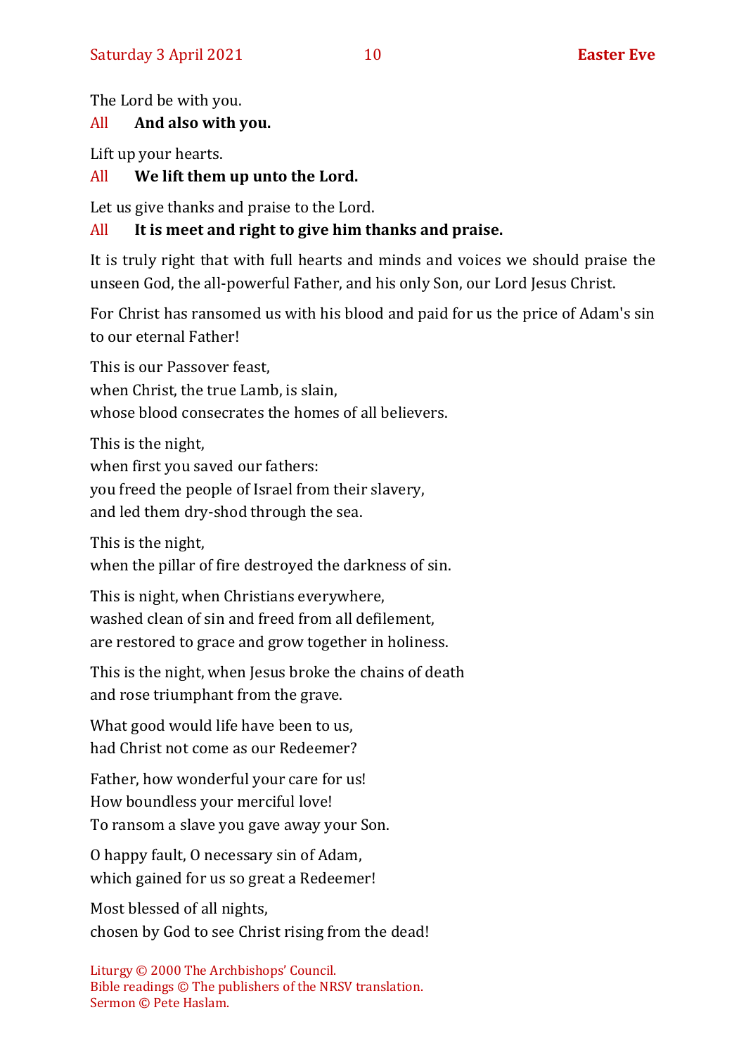The Lord be with you.

All **And also with you.**

Lift up your hearts.

All **We lift them up unto the Lord.**

Let us give thanks and praise to the Lord.

All **It is meet and right to give him thanks and praise.**

It is truly right that with full hearts and minds and voices we should praise the unseen God, the all-powerful Father, and his only Son, our Lord Jesus Christ.

For Christ has ransomed us with his blood and paid for us the price of Adam's sin to our eternal Father!

This is our Passover feast,  
when Christ, the true Lamb, is slain,  
whose blood consecrates the homes of all believers.

This is the night,  
when first you saved our fathers:  
you freed the people of Israel from their slavery,  
and led them dry-shod through the sea.

This is the night,  
when the pillar of fire destroyed the darkness of sin.

This is night, when Christians everywhere,  
washed clean of sin and freed from all defilement,  
are restored to grace and grow together in holiness.

This is the night, when Jesus broke the chains of death  
and rose triumphant from the grave.

What good would life have been to us,  
had Christ not come as our Redeemer?

Father, how wonderful your care for us!  
How boundless your merciful love!  
To ransom a slave you gave away your Son.

O happy fault, O necessary sin of Adam,  
which gained for us so great a Redeemer!

Most blessed of all nights,  
chosen by God to see Christ rising from the dead!

Liturgy © 2000 The Archbishops' Council.  
Bible readings © The publishers of the NRSV translation.  
Sermon © Pete Haslam.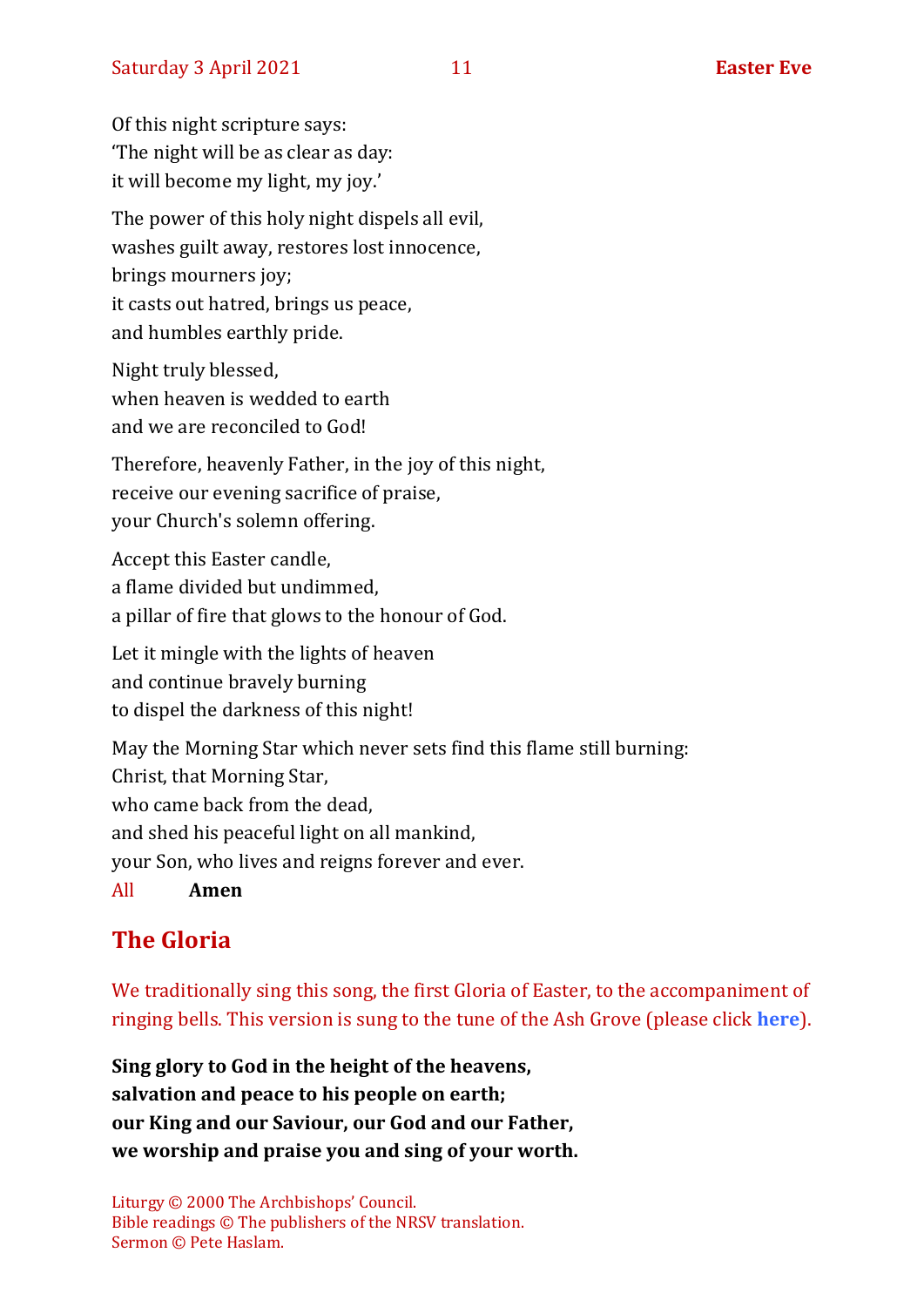Of this night scripture says:
'The night will be as clear as day:
it will become my light, my joy.'

The power of this holy night dispels all evil,
washes guilt away, restores lost innocence,
brings mourners joy;
it casts out hatred, brings us peace,
and humbles earthly pride.

Night truly blessed,
when heaven is wedded to earth
and we are reconciled to God!

Therefore, heavenly Father, in the joy of this night,
receive our evening sacrifice of praise,
your Church's solemn offering.

Accept this Easter candle,
a flame divided but undimmed,
a pillar of fire that glows to the honour of God.

Let it mingle with the lights of heaven
and continue bravely burning
to dispel the darkness of this night!

May the Morning Star which never sets find this flame still burning:
Christ, that Morning Star,
who came back from the dead,
and shed his peaceful light on all mankind,
your Son, who lives and reigns forever and ever.

All **Amen**

## The Gloria

We traditionally sing this song, the first Gloria of Easter, to the accompaniment of ringing bells. This version is sung to the tune of the Ash Grove (please click **here**).

**Sing glory to God in the height of the heavens,**
**salvation and peace to his people on earth;**
**our King and our Saviour, our God and our Father,**
**we worship and praise you and sing of your worth.**

Liturgy © 2000 The Archbishops' Council.
Bible readings © The publishers of the NRSV translation.
Sermon © Pete Haslam.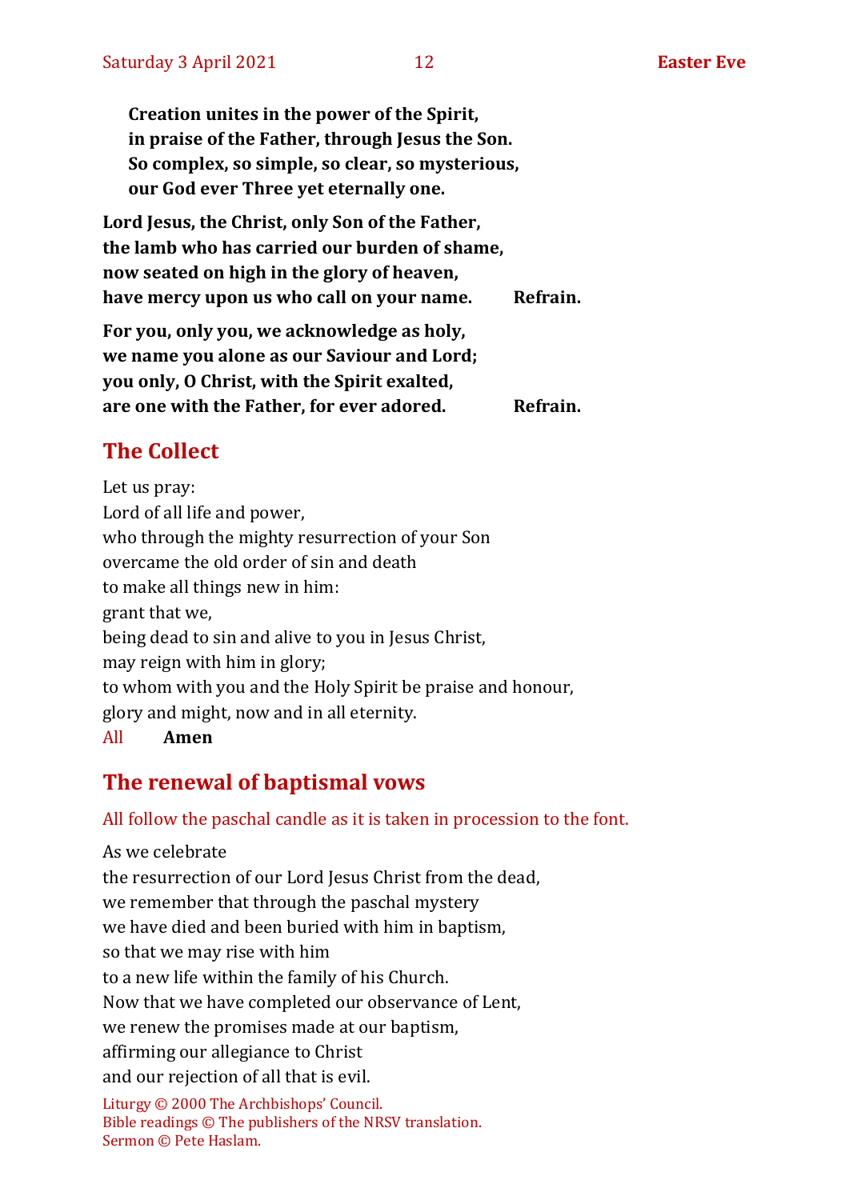**Creation unites in the power of the Spirit,**
**in praise of the Father, through Jesus the Son.**
**So complex, so simple, so clear, so mysterious,**
**our God ever Three yet eternally one.**

**Lord Jesus, the Christ, only Son of the Father,**
**the lamb who has carried our burden of shame,**
**now seated on high in the glory of heaven,**
**have mercy upon us who call on your name.** **Refrain.**

**For you, only you, we acknowledge as holy,**
**we name you alone as our Saviour and Lord;**
**you only, O Christ, with the Spirit exalted,**
**are one with the Father, for ever adored.** **Refrain.**

## The Collect

Let us pray:
Lord of all life and power,
who through the mighty resurrection of your Son
overcame the old order of sin and death
to make all things new in him:
grant that we,
being dead to sin and alive to you in Jesus Christ,
may reign with him in glory;
to whom with you and the Holy Spirit be praise and honour,
glory and might, now and in all eternity.
All **Amen**

## The renewal of baptismal vows

All follow the paschal candle as it is taken in procession to the font.

As we celebrate
the resurrection of our Lord Jesus Christ from the dead,
we remember that through the paschal mystery
we have died and been buried with him in baptism,
so that we may rise with him
to a new life within the family of his Church.
Now that we have completed our observance of Lent,
we renew the promises made at our baptism,
affirming our allegiance to Christ
and our rejection of all that is evil.

Liturgy © 2000 The Archbishops' Council.
Bible readings © The publishers of the NRSV translation.
Sermon © Pete Haslam.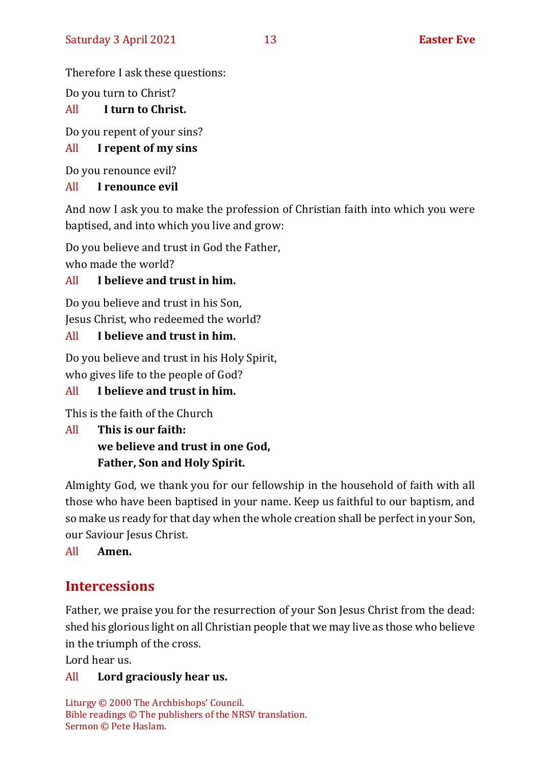Therefore I ask these questions:

Do you turn to Christ?

All **I turn to Christ.**

Do you repent of your sins?

All **I repent of my sins**

Do you renounce evil?

All **I renounce evil**

And now I ask you to make the profession of Christian faith into which you were baptised, and into which you live and grow:

Do you believe and trust in God the Father,
who made the world?

All **I believe and trust in him.**

Do you believe and trust in his Son,
Jesus Christ, who redeemed the world?

All **I believe and trust in him.**

Do you believe and trust in his Holy Spirit,
who gives life to the people of God?

All **I believe and trust in him.**

This is the faith of the Church

All **This is our faith:**
**we believe and trust in one God,**
**Father, Son and Holy Spirit.**

Almighty God, we thank you for our fellowship in the household of faith with all those who have been baptised in your name. Keep us faithful to our baptism, and so make us ready for that day when the whole creation shall be perfect in your Son, our Saviour Jesus Christ.

All **Amen.**

## Intercessions

Father, we praise you for the resurrection of your Son Jesus Christ from the dead: shed his glorious light on all Christian people that we may live as those who believe in the triumph of the cross.
Lord hear us.

All **Lord graciously hear us.**

Liturgy © 2000 The Archbishops' Council.
Bible readings © The publishers of the NRSV translation.
Sermon © Pete Haslam.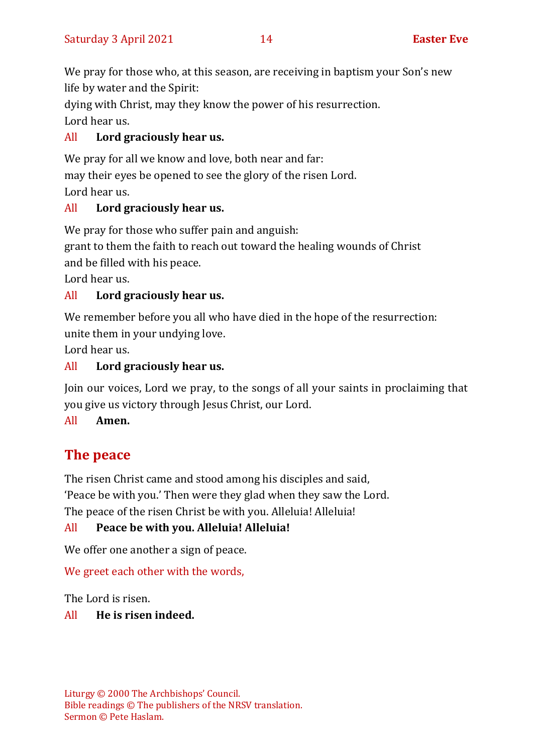We pray for those who, at this season, are receiving in baptism your Son's new life by water and the Spirit:
dying with Christ, may they know the power of his resurrection.
Lord hear us.

All **Lord graciously hear us.**

We pray for all we know and love, both near and far:
may their eyes be opened to see the glory of the risen Lord.
Lord hear us.

All **Lord graciously hear us.**

We pray for those who suffer pain and anguish:
grant to them the faith to reach out toward the healing wounds of Christ
and be filled with his peace.
Lord hear us.

All **Lord graciously hear us.**

We remember before you all who have died in the hope of the resurrection:
unite them in your undying love.
Lord hear us.

All **Lord graciously hear us.**

Join our voices, Lord we pray, to the songs of all your saints in proclaiming that you give us victory through Jesus Christ, our Lord.

All **Amen.**

## The peace

The risen Christ came and stood among his disciples and said,
'Peace be with you.' Then were they glad when they saw the Lord.
The peace of the risen Christ be with you. Alleluia! Alleluia!

All **Peace be with you. Alleluia! Alleluia!**

We offer one another a sign of peace.

We greet each other with the words,

The Lord is risen.

All **He is risen indeed.**

Liturgy © 2000 The Archbishops' Council.
Bible readings © The publishers of the NRSV translation.
Sermon © Pete Haslam.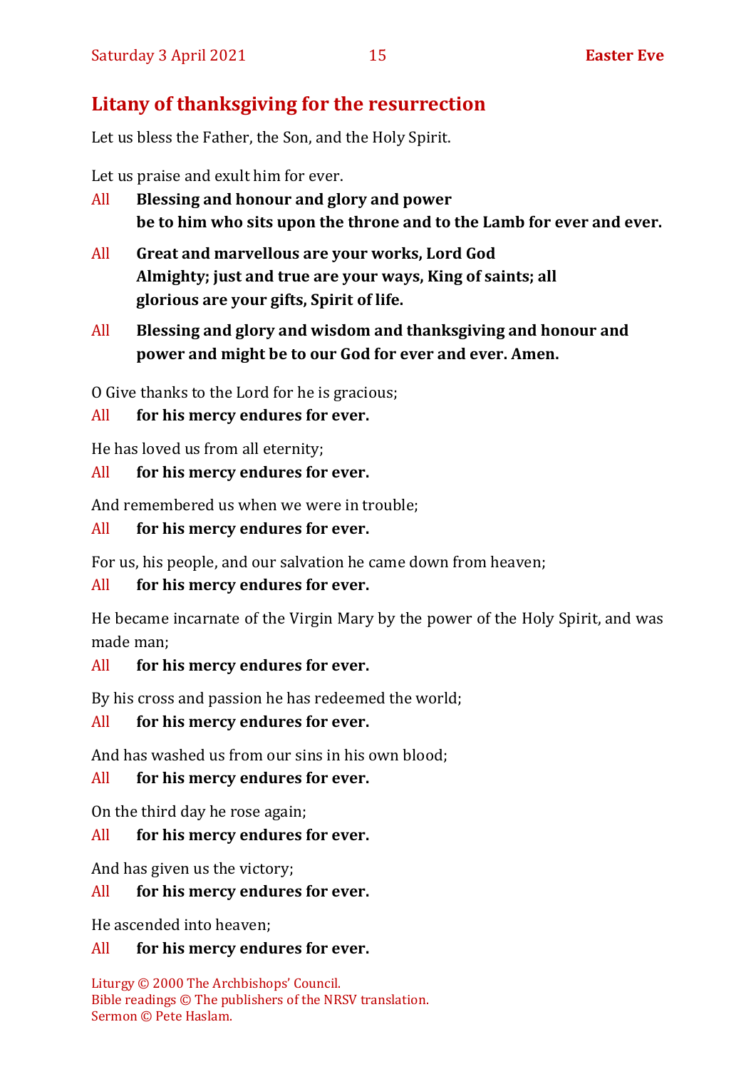## Litany of thanksgiving for the resurrection

Let us bless the Father, the Son, and the Holy Spirit.

Let us praise and exult him for ever.

All **Blessing and honour and glory and power be to him who sits upon the throne and to the Lamb for ever and ever.**

All **Great and marvellous are your works, Lord God Almighty; just and true are your ways, King of saints; all glorious are your gifts, Spirit of life.**

All **Blessing and glory and wisdom and thanksgiving and honour and power and might be to our God for ever and ever. Amen.**

O Give thanks to the Lord for he is gracious;

All **for his mercy endures for ever.**

He has loved us from all eternity;

All **for his mercy endures for ever.**

And remembered us when we were in trouble;

All **for his mercy endures for ever.**

For us, his people, and our salvation he came down from heaven;

All **for his mercy endures for ever.**

He became incarnate of the Virgin Mary by the power of the Holy Spirit, and was made man;

All **for his mercy endures for ever.**

By his cross and passion he has redeemed the world;

All **for his mercy endures for ever.**

And has washed us from our sins in his own blood;

All **for his mercy endures for ever.**

On the third day he rose again;

All **for his mercy endures for ever.**

And has given us the victory;

All **for his mercy endures for ever.**

He ascended into heaven;

All **for his mercy endures for ever.**

Liturgy © 2000 The Archbishops' Council.
Bible readings © The publishers of the NRSV translation.
Sermon © Pete Haslam.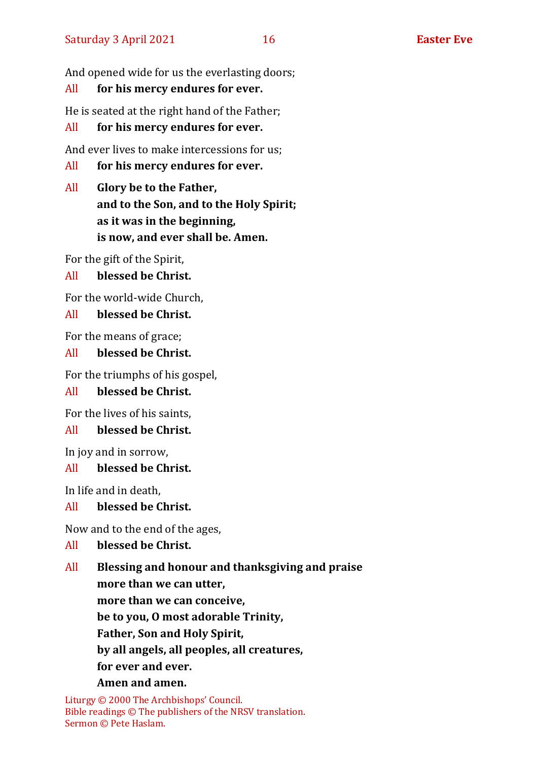And opened wide for us the everlasting doors;

All **for his mercy endures for ever.**

He is seated at the right hand of the Father;

All **for his mercy endures for ever.**

And ever lives to make intercessions for us;

All **for his mercy endures for ever.**

All **Glory be to the Father,**
**and to the Son, and to the Holy Spirit;**
**as it was in the beginning,**
**is now, and ever shall be. Amen.**

For the gift of the Spirit,

All **blessed be Christ.**

For the world-wide Church,

All **blessed be Christ.**

For the means of grace;

All **blessed be Christ.**

For the triumphs of his gospel,

All **blessed be Christ.**

For the lives of his saints,

All **blessed be Christ.**

In joy and in sorrow,

All **blessed be Christ.**

In life and in death,

All **blessed be Christ.**

Now and to the end of the ages,

All **blessed be Christ.**

All **Blessing and honour and thanksgiving and praise**
**more than we can utter,**
**more than we can conceive,**
**be to you, O most adorable Trinity,**
**Father, Son and Holy Spirit,**
**by all angels, all peoples, all creatures,**
**for ever and ever.**
**Amen and amen.**

Liturgy © 2000 The Archbishops' Council.
Bible readings © The publishers of the NRSV translation.
Sermon © Pete Haslam.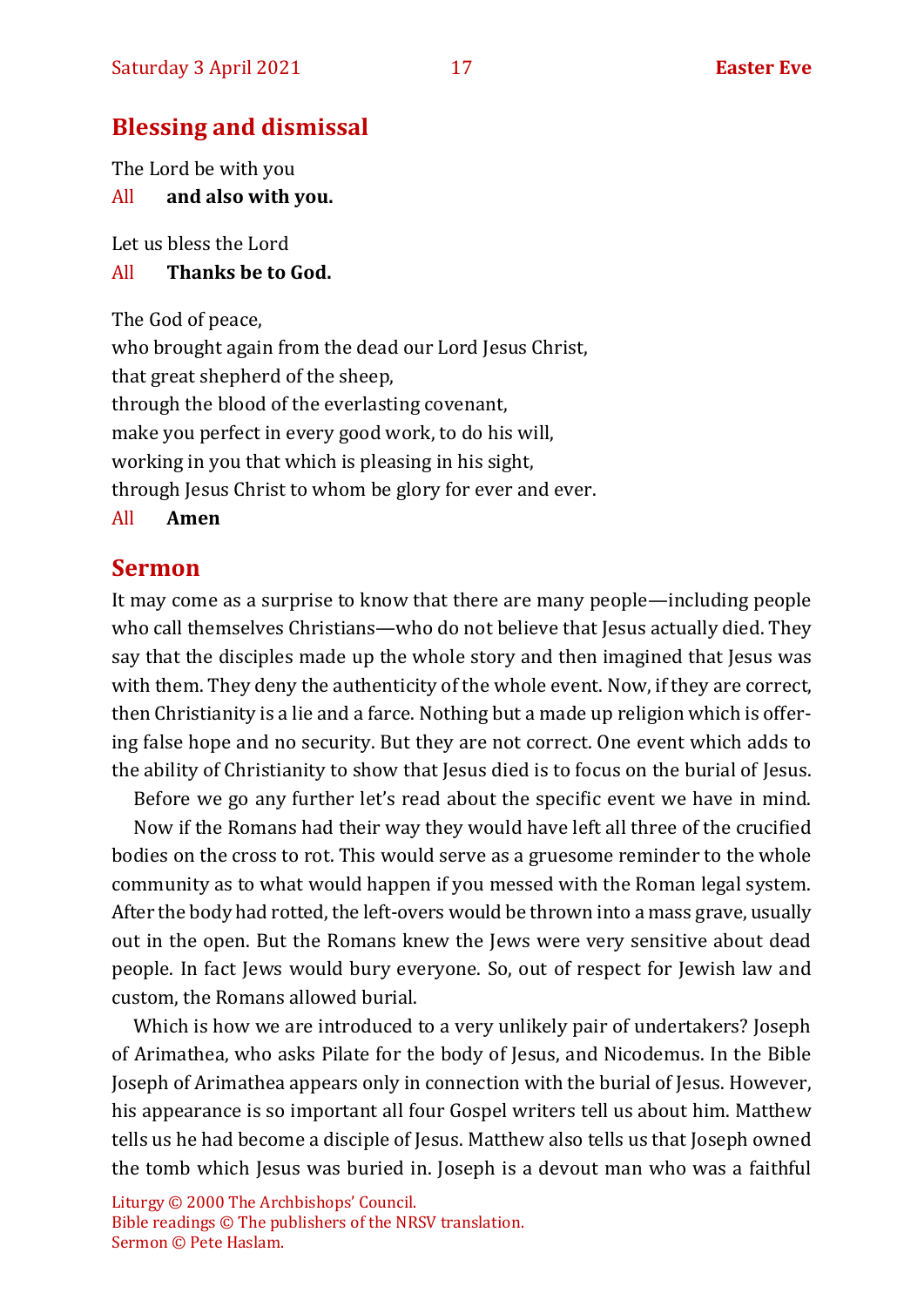## Blessing and dismissal

The Lord be with you

All **and also with you.**

Let us bless the Lord

All **Thanks be to God.**

The God of peace,
who brought again from the dead our Lord Jesus Christ,
that great shepherd of the sheep,
through the blood of the everlasting covenant,
make you perfect in every good work, to do his will,
working in you that which is pleasing in his sight,
through Jesus Christ to whom be glory for ever and ever.

All **Amen**

## Sermon

It may come as a surprise to know that there are many people—including people who call themselves Christians—who do not believe that Jesus actually died. They say that the disciples made up the whole story and then imagined that Jesus was with them. They deny the authenticity of the whole event. Now, if they are correct, then Christianity is a lie and a farce. Nothing but a made up religion which is offering false hope and no security. But they are not correct. One event which adds to the ability of Christianity to show that Jesus died is to focus on the burial of Jesus.

Before we go any further let's read about the specific event we have in mind.

Now if the Romans had their way they would have left all three of the crucified bodies on the cross to rot. This would serve as a gruesome reminder to the whole community as to what would happen if you messed with the Roman legal system. After the body had rotted, the left-overs would be thrown into a mass grave, usually out in the open. But the Romans knew the Jews were very sensitive about dead people. In fact Jews would bury everyone. So, out of respect for Jewish law and custom, the Romans allowed burial.

Which is how we are introduced to a very unlikely pair of undertakers? Joseph of Arimathea, who asks Pilate for the body of Jesus, and Nicodemus. In the Bible Joseph of Arimathea appears only in connection with the burial of Jesus. However, his appearance is so important all four Gospel writers tell us about him. Matthew tells us he had become a disciple of Jesus. Matthew also tells us that Joseph owned the tomb which Jesus was buried in. Joseph is a devout man who was a faithful

Liturgy © 2000 The Archbishops' Council.
Bible readings © The publishers of the NRSV translation.
Sermon © Pete Haslam.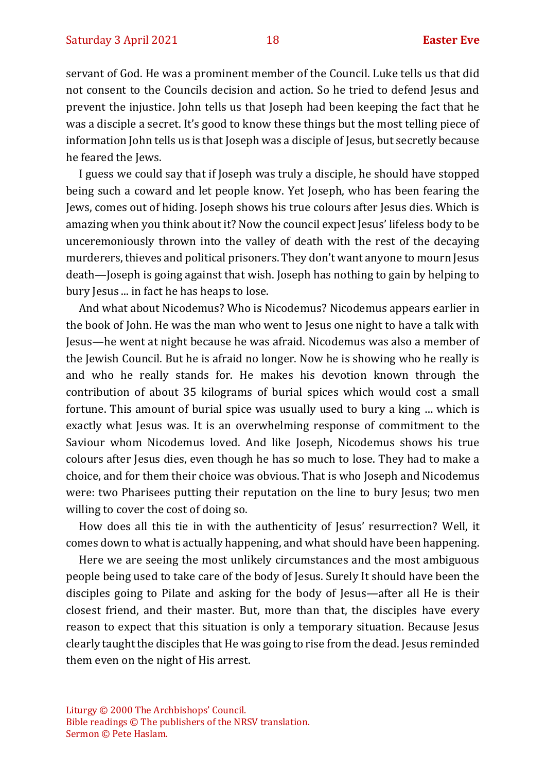servant of God. He was a prominent member of the Council. Luke tells us that did not consent to the Councils decision and action. So he tried to defend Jesus and prevent the injustice. John tells us that Joseph had been keeping the fact that he was a disciple a secret. It's good to know these things but the most telling piece of information John tells us is that Joseph was a disciple of Jesus, but secretly because he feared the Jews.

I guess we could say that if Joseph was truly a disciple, he should have stopped being such a coward and let people know. Yet Joseph, who has been fearing the Jews, comes out of hiding. Joseph shows his true colours after Jesus dies. Which is amazing when you think about it? Now the council expect Jesus' lifeless body to be unceremoniously thrown into the valley of death with the rest of the decaying murderers, thieves and political prisoners. They don't want anyone to mourn Jesus death—Joseph is going against that wish. Joseph has nothing to gain by helping to bury Jesus ... in fact he has heaps to lose.

And what about Nicodemus? Who is Nicodemus? Nicodemus appears earlier in the book of John. He was the man who went to Jesus one night to have a talk with Jesus—he went at night because he was afraid. Nicodemus was also a member of the Jewish Council. But he is afraid no longer. Now he is showing who he really is and who he really stands for. He makes his devotion known through the contribution of about 35 kilograms of burial spices which would cost a small fortune. This amount of burial spice was usually used to bury a king … which is exactly what Jesus was. It is an overwhelming response of commitment to the Saviour whom Nicodemus loved. And like Joseph, Nicodemus shows his true colours after Jesus dies, even though he has so much to lose. They had to make a choice, and for them their choice was obvious. That is who Joseph and Nicodemus were: two Pharisees putting their reputation on the line to bury Jesus; two men willing to cover the cost of doing so.

How does all this tie in with the authenticity of Jesus' resurrection? Well, it comes down to what is actually happening, and what should have been happening.

Here we are seeing the most unlikely circumstances and the most ambiguous people being used to take care of the body of Jesus. Surely It should have been the disciples going to Pilate and asking for the body of Jesus—after all He is their closest friend, and their master. But, more than that, the disciples have every reason to expect that this situation is only a temporary situation. Because Jesus clearly taught the disciples that He was going to rise from the dead. Jesus reminded them even on the night of His arrest.

Liturgy © 2000 The Archbishops' Council.
Bible readings © The publishers of the NRSV translation.
Sermon © Pete Haslam.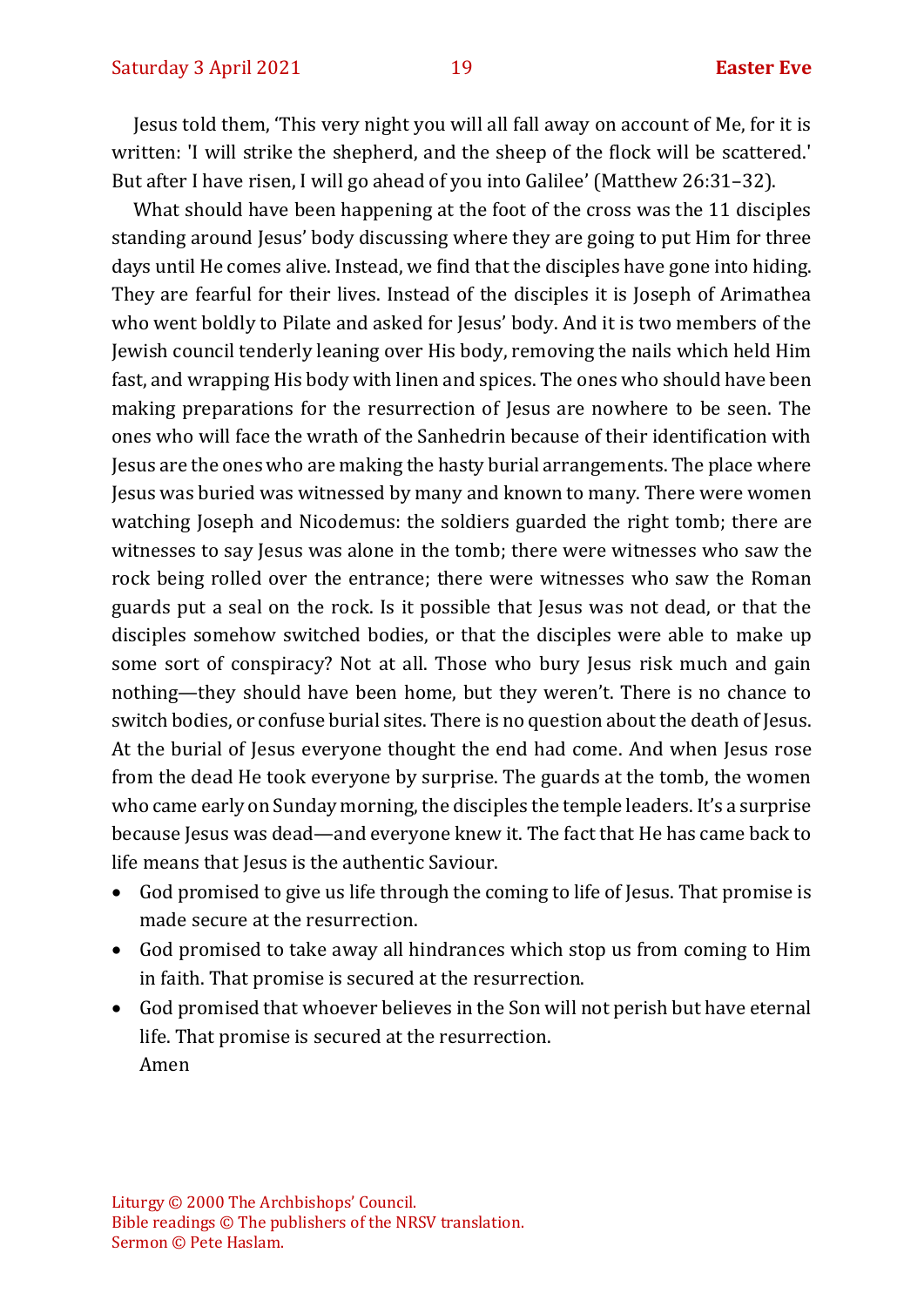Jesus told them, 'This very night you will all fall away on account of Me, for it is written: 'I will strike the shepherd, and the sheep of the flock will be scattered.' But after I have risen, I will go ahead of you into Galilee' (Matthew 26:31–32).

What should have been happening at the foot of the cross was the 11 disciples standing around Jesus' body discussing where they are going to put Him for three days until He comes alive. Instead, we find that the disciples have gone into hiding. They are fearful for their lives. Instead of the disciples it is Joseph of Arimathea who went boldly to Pilate and asked for Jesus' body. And it is two members of the Jewish council tenderly leaning over His body, removing the nails which held Him fast, and wrapping His body with linen and spices. The ones who should have been making preparations for the resurrection of Jesus are nowhere to be seen. The ones who will face the wrath of the Sanhedrin because of their identification with Jesus are the ones who are making the hasty burial arrangements. The place where Jesus was buried was witnessed by many and known to many. There were women watching Joseph and Nicodemus: the soldiers guarded the right tomb; there are witnesses to say Jesus was alone in the tomb; there were witnesses who saw the rock being rolled over the entrance; there were witnesses who saw the Roman guards put a seal on the rock. Is it possible that Jesus was not dead, or that the disciples somehow switched bodies, or that the disciples were able to make up some sort of conspiracy? Not at all. Those who bury Jesus risk much and gain nothing—they should have been home, but they weren't. There is no chance to switch bodies, or confuse burial sites. There is no question about the death of Jesus. At the burial of Jesus everyone thought the end had come. And when Jesus rose from the dead He took everyone by surprise. The guards at the tomb, the women who came early on Sunday morning, the disciples the temple leaders. It's a surprise because Jesus was dead—and everyone knew it. The fact that He has came back to life means that Jesus is the authentic Saviour.

- God promised to give us life through the coming to life of Jesus. That promise is made secure at the resurrection.
- God promised to take away all hindrances which stop us from coming to Him in faith. That promise is secured at the resurrection.
- God promised that whoever believes in the Son will not perish but have eternal life. That promise is secured at the resurrection.
  Amen

Liturgy © 2000 The Archbishops' Council.
Bible readings © The publishers of the NRSV translation.
Sermon © Pete Haslam.